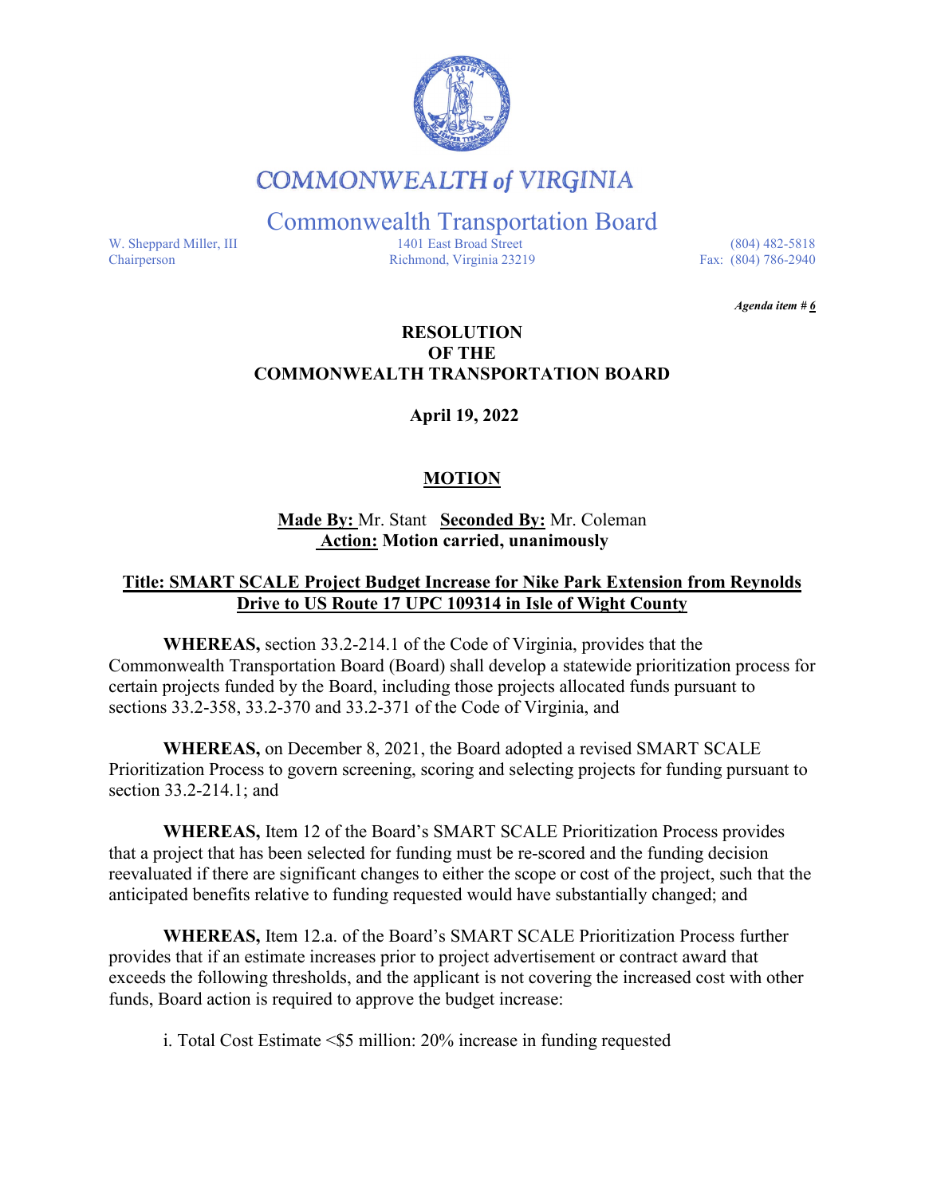# COMMONWEALTH of VIRGINIA

## Commonwealth Transportation Board

W. Sheppard Miller, III
Chairperson

1401 East Broad Street
Richmond, Virginia 23219

(804) 482-5818
Fax: (804) 786-2940

*Agenda item # 6*

**RESOLUTION**
**OF THE**
**COMMONWEALTH TRANSPORTATION BOARD**

**April 19, 2022**

**MOTION**

**Made By:** Mr. Stant **Seconded By:** Mr. Coleman
**Action:** **Motion carried, unanimously**

**Title: SMART SCALE Project Budget Increase for Nike Park Extension from Reynolds Drive to US Route 17 UPC 109314 in Isle of Wight County**

**WHEREAS,** section 33.2-214.1 of the Code of Virginia, provides that the Commonwealth Transportation Board (Board) shall develop a statewide prioritization process for certain projects funded by the Board, including those projects allocated funds pursuant to sections 33.2-358, 33.2-370 and 33.2-371 of the Code of Virginia, and

**WHEREAS,** on December 8, 2021, the Board adopted a revised SMART SCALE Prioritization Process to govern screening, scoring and selecting projects for funding pursuant to section 33.2-214.1; and

**WHEREAS,** Item 12 of the Board's SMART SCALE Prioritization Process provides that a project that has been selected for funding must be re-scored and the funding decision reevaluated if there are significant changes to either the scope or cost of the project, such that the anticipated benefits relative to funding requested would have substantially changed; and

**WHEREAS,** Item 12.a. of the Board's SMART SCALE Prioritization Process further provides that if an estimate increases prior to project advertisement or contract award that exceeds the following thresholds, and the applicant is not covering the increased cost with other funds, Board action is required to approve the budget increase:

i. Total Cost Estimate <$5 million: 20% increase in funding requested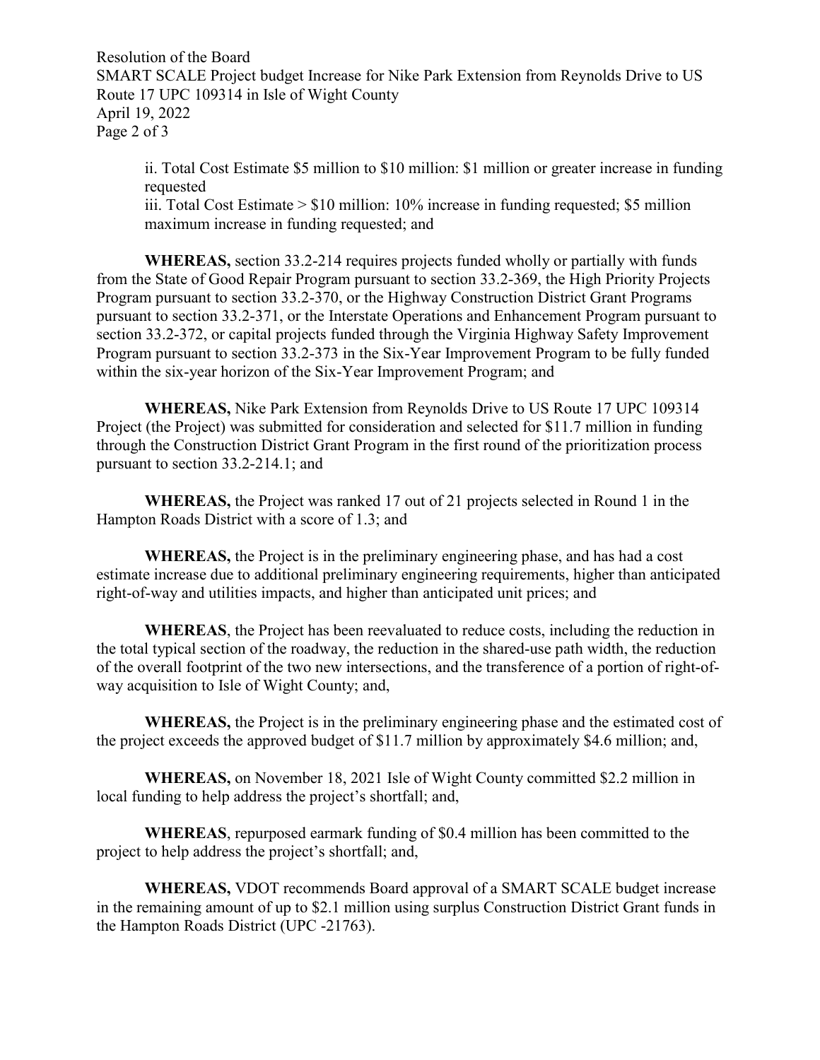ii. Total Cost Estimate $5 million to $10 million: $1 million or greater increase in funding requested

iii. Total Cost Estimate > $10 million: 10% increase in funding requested; $5 million maximum increase in funding requested; and

**WHEREAS,** section 33.2-214 requires projects funded wholly or partially with funds from the State of Good Repair Program pursuant to section 33.2-369, the High Priority Projects Program pursuant to section 33.2-370, or the Highway Construction District Grant Programs pursuant to section 33.2-371, or the Interstate Operations and Enhancement Program pursuant to section 33.2-372, or capital projects funded through the Virginia Highway Safety Improvement Program pursuant to section 33.2-373 in the Six-Year Improvement Program to be fully funded within the six-year horizon of the Six-Year Improvement Program; and

**WHEREAS,** Nike Park Extension from Reynolds Drive to US Route 17 UPC 109314 Project (the Project) was submitted for consideration and selected for $11.7 million in funding through the Construction District Grant Program in the first round of the prioritization process pursuant to section 33.2-214.1; and

**WHEREAS,** the Project was ranked 17 out of 21 projects selected in Round 1 in the Hampton Roads District with a score of 1.3; and

**WHEREAS,** the Project is in the preliminary engineering phase, and has had a cost estimate increase due to additional preliminary engineering requirements, higher than anticipated right-of-way and utilities impacts, and higher than anticipated unit prices; and

**WHEREAS**, the Project has been reevaluated to reduce costs, including the reduction in the total typical section of the roadway, the reduction in the shared-use path width, the reduction of the overall footprint of the two new intersections, and the transference of a portion of right-of-way acquisition to Isle of Wight County; and,

**WHEREAS,** the Project is in the preliminary engineering phase and the estimated cost of the project exceeds the approved budget of $11.7 million by approximately $4.6 million; and,

**WHEREAS,** on November 18, 2021 Isle of Wight County committed $2.2 million in local funding to help address the project's shortfall; and,

**WHEREAS**, repurposed earmark funding of $0.4 million has been committed to the project to help address the project's shortfall; and,

**WHEREAS,** VDOT recommends Board approval of a SMART SCALE budget increase in the remaining amount of up to $2.1 million using surplus Construction District Grant funds in the Hampton Roads District (UPC -21763).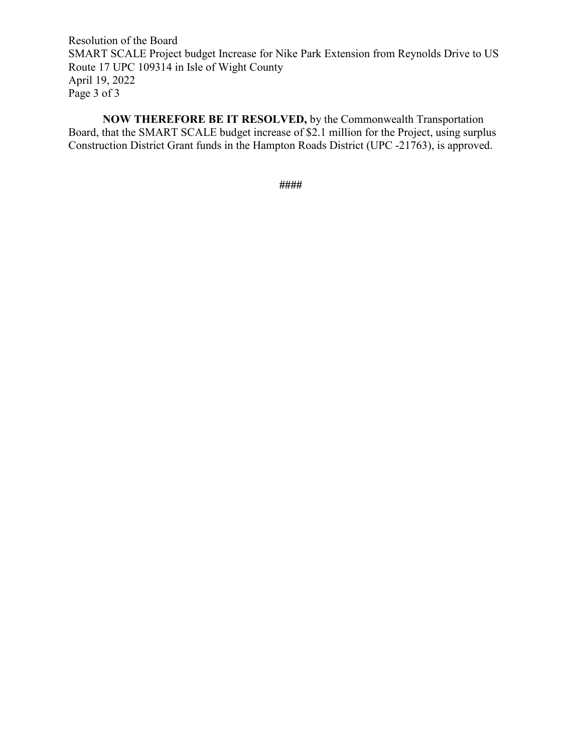**NOW THEREFORE BE IT RESOLVED,** by the Commonwealth Transportation Board, that the SMART SCALE budget increase of $2.1 million for the Project, using surplus Construction District Grant funds in the Hampton Roads District (UPC -21763), is approved.

####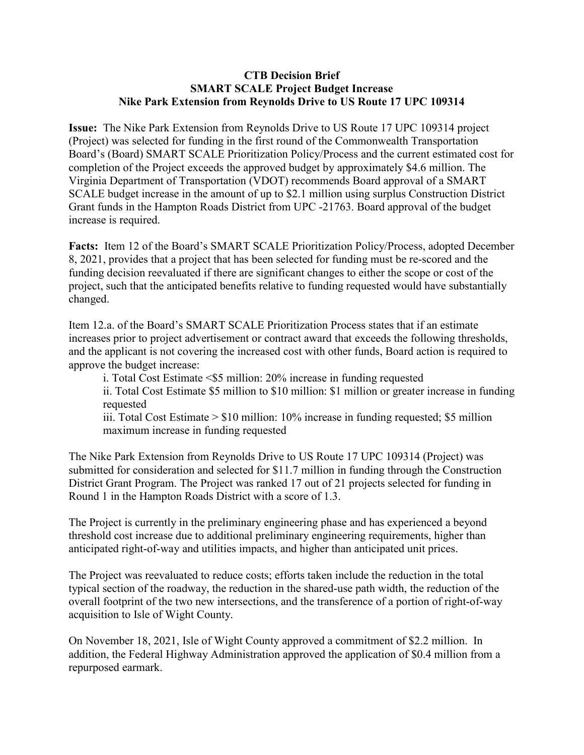**CTB Decision Brief**
**SMART SCALE Project Budget Increase**
**Nike Park Extension from Reynolds Drive to US Route 17 UPC 109314**

**Issue:** The Nike Park Extension from Reynolds Drive to US Route 17 UPC 109314 project (Project) was selected for funding in the first round of the Commonwealth Transportation Board's (Board) SMART SCALE Prioritization Policy/Process and the current estimated cost for completion of the Project exceeds the approved budget by approximately $4.6 million. The Virginia Department of Transportation (VDOT) recommends Board approval of a SMART SCALE budget increase in the amount of up to $2.1 million using surplus Construction District Grant funds in the Hampton Roads District from UPC -21763. Board approval of the budget increase is required.

**Facts:** Item 12 of the Board's SMART SCALE Prioritization Policy/Process, adopted December 8, 2021, provides that a project that has been selected for funding must be re-scored and the funding decision reevaluated if there are significant changes to either the scope or cost of the project, such that the anticipated benefits relative to funding requested would have substantially changed.

Item 12.a. of the Board's SMART SCALE Prioritization Process states that if an estimate increases prior to project advertisement or contract award that exceeds the following thresholds, and the applicant is not covering the increased cost with other funds, Board action is required to approve the budget increase:

i. Total Cost Estimate <$5 million: 20% increase in funding requested

ii. Total Cost Estimate $5 million to $10 million: $1 million or greater increase in funding requested

iii. Total Cost Estimate > $10 million: 10% increase in funding requested; $5 million maximum increase in funding requested

The Nike Park Extension from Reynolds Drive to US Route 17 UPC 109314 (Project) was submitted for consideration and selected for $11.7 million in funding through the Construction District Grant Program. The Project was ranked 17 out of 21 projects selected for funding in Round 1 in the Hampton Roads District with a score of 1.3.

The Project is currently in the preliminary engineering phase and has experienced a beyond threshold cost increase due to additional preliminary engineering requirements, higher than anticipated right-of-way and utilities impacts, and higher than anticipated unit prices.

The Project was reevaluated to reduce costs; efforts taken include the reduction in the total typical section of the roadway, the reduction in the shared-use path width, the reduction of the overall footprint of the two new intersections, and the transference of a portion of right-of-way acquisition to Isle of Wight County.

On November 18, 2021, Isle of Wight County approved a commitment of $2.2 million. In addition, the Federal Highway Administration approved the application of $0.4 million from a repurposed earmark.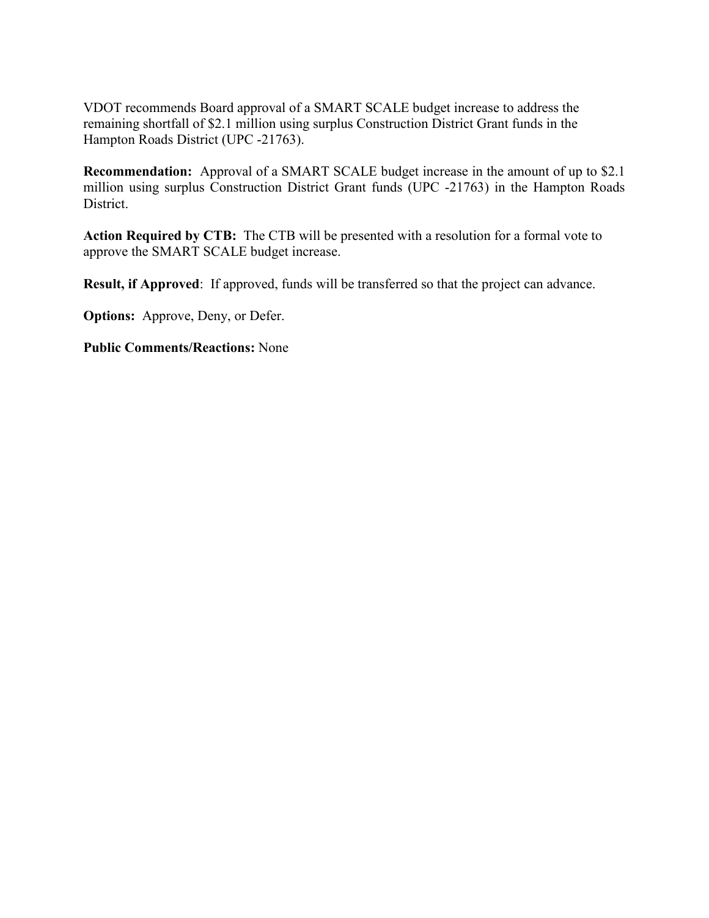VDOT recommends Board approval of a SMART SCALE budget increase to address the remaining shortfall of $2.1 million using surplus Construction District Grant funds in the Hampton Roads District (UPC -21763).

**Recommendation:** Approval of a SMART SCALE budget increase in the amount of up to $2.1 million using surplus Construction District Grant funds (UPC -21763) in the Hampton Roads District.

**Action Required by CTB:** The CTB will be presented with a resolution for a formal vote to approve the SMART SCALE budget increase.

**Result, if Approved**: If approved, funds will be transferred so that the project can advance.

**Options:** Approve, Deny, or Defer.

**Public Comments/Reactions:** None